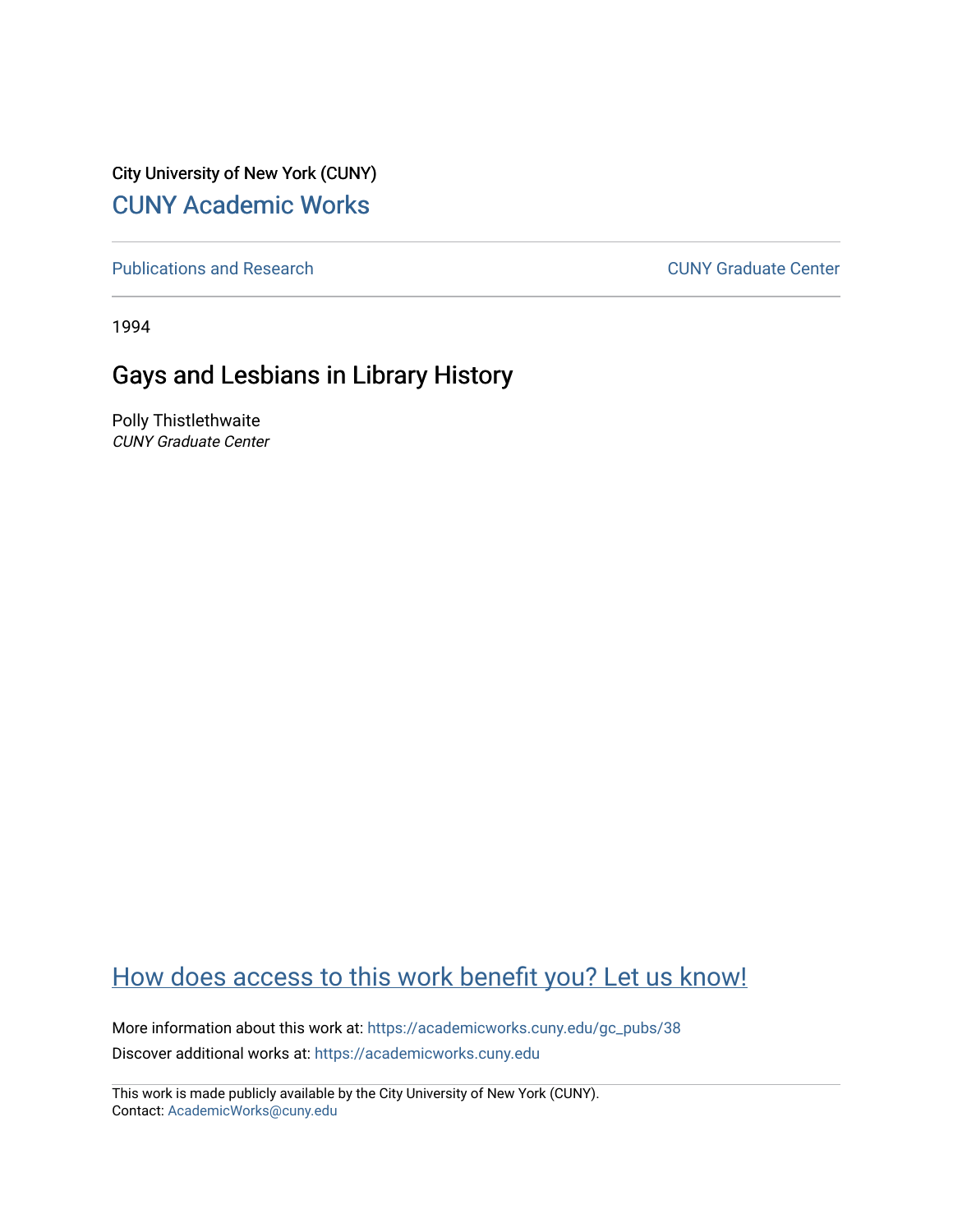City University of New York (CUNY)

CUNY Academic Works

Publications and Research

CUNY Graduate Center

1994

# Gays and Lesbians in Library History

Polly Thistlethwaite
*CUNY Graduate Center*

How does access to this work benefit you? Let us know!

More information about this work at: https://academicworks.cuny.edu/gc_pubs/38

Discover additional works at: https://academicworks.cuny.edu

This work is made publicly available by the City University of New York (CUNY).
Contact: AcademicWorks@cuny.edu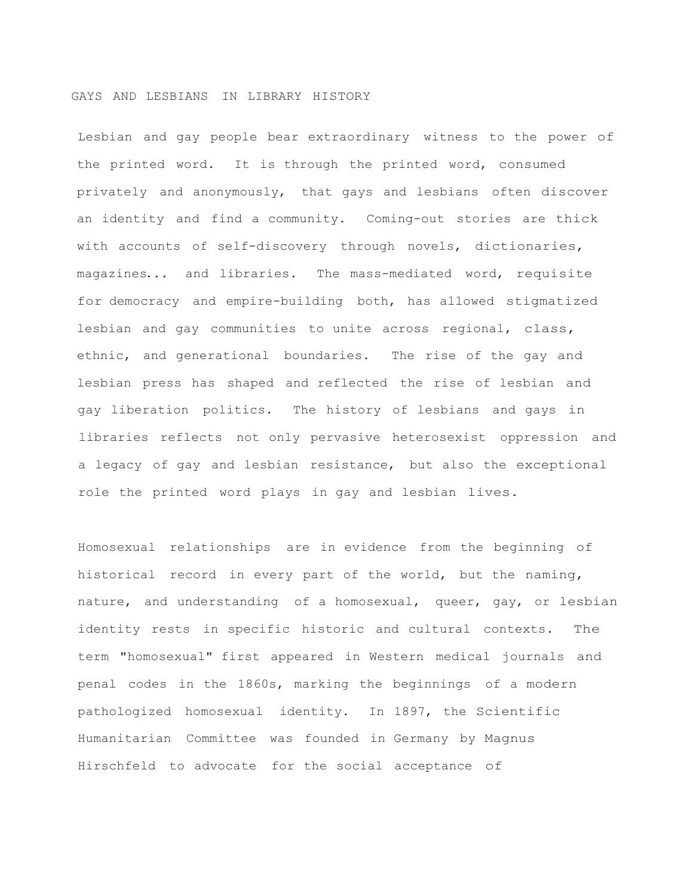# GAYS AND LESBIANS IN LIBRARY HISTORY

Lesbian and gay people bear extraordinary witness to the power of the printed word. It is through the printed word, consumed privately and anonymously, that gays and lesbians often discover an identity and find a community. Coming-out stories are thick with accounts of self-discovery through novels, dictionaries, magazines... and libraries. The mass-mediated word, requisite for democracy and empire-building both, has allowed stigmatized lesbian and gay communities to unite across regional, class, ethnic, and generational boundaries. The rise of the gay and lesbian press has shaped and reflected the rise of lesbian and gay liberation politics. The history of lesbians and gays in libraries reflects not only pervasive heterosexist oppression and a legacy of gay and lesbian resistance, but also the exceptional role the printed word plays in gay and lesbian lives.

Homosexual relationships are in evidence from the beginning of historical record in every part of the world, but the naming, nature, and understanding of a homosexual, queer, gay, or lesbian identity rests in specific historic and cultural contexts. The term "homosexual" first appeared in Western medical journals and penal codes in the 1860s, marking the beginnings of a modern pathologized homosexual identity. In 1897, the Scientific Humanitarian Committee was founded in Germany by Magnus Hirschfeld to advocate for the social acceptance of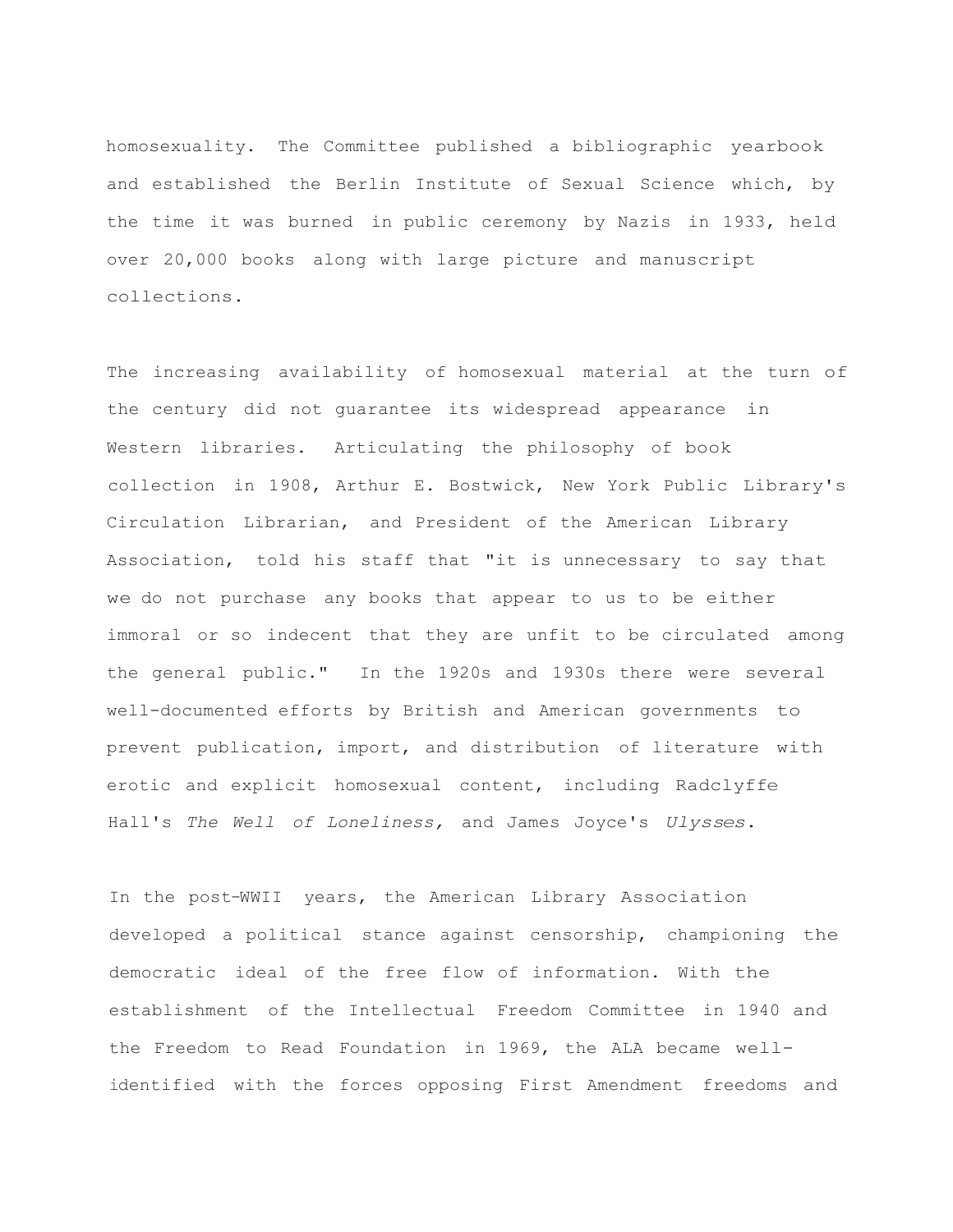homosexuality. The Committee published a bibliographic yearbook and established the Berlin Institute of Sexual Science which, by the time it was burned in public ceremony by Nazis in 1933, held over 20,000 books along with large picture and manuscript collections.

The increasing availability of homosexual material at the turn of the century did not guarantee its widespread appearance in Western libraries. Articulating the philosophy of book collection in 1908, Arthur E. Bostwick, New York Public Library's Circulation Librarian, and President of the American Library Association, told his staff that "it is unnecessary to say that we do not purchase any books that appear to us to be either immoral or so indecent that they are unfit to be circulated among the general public." In the 1920s and 1930s there were several well-documented efforts by British and American governments to prevent publication, import, and distribution of literature with erotic and explicit homosexual content, including Radclyffe Hall's *The Well of Loneliness,* and James Joyce's *Ulysses*.

In the post-WWII years, the American Library Association developed a political stance against censorship, championing the democratic ideal of the free flow of information. With the establishment of the Intellectual Freedom Committee in 1940 and the Freedom to Read Foundation in 1969, the ALA became well-identified with the forces opposing First Amendment freedoms and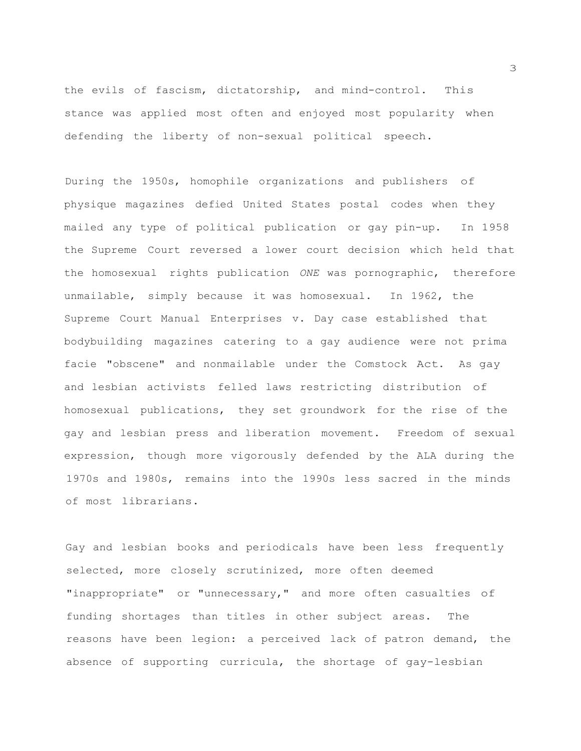the evils of fascism, dictatorship, and mind-control. This stance was applied most often and enjoyed most popularity when defending the liberty of non-sexual political speech.

During the 1950s, homophile organizations and publishers of physique magazines defied United States postal codes when they mailed any type of political publication or gay pin-up. In 1958 the Supreme Court reversed a lower court decision which held that the homosexual rights publication *ONE* was pornographic, therefore unmailable, simply because it was homosexual. In 1962, the Supreme Court Manual Enterprises v. Day case established that bodybuilding magazines catering to a gay audience were not prima facie "obscene" and nonmailable under the Comstock Act. As gay and lesbian activists felled laws restricting distribution of homosexual publications, they set groundwork for the rise of the gay and lesbian press and liberation movement. Freedom of sexual expression, though more vigorously defended by the ALA during the 1970s and 1980s, remains into the 1990s less sacred in the minds of most librarians.

Gay and lesbian books and periodicals have been less frequently selected, more closely scrutinized, more often deemed "inappropriate" or "unnecessary," and more often casualties of funding shortages than titles in other subject areas. The reasons have been legion: a perceived lack of patron demand, the absence of supporting curricula, the shortage of gay-lesbian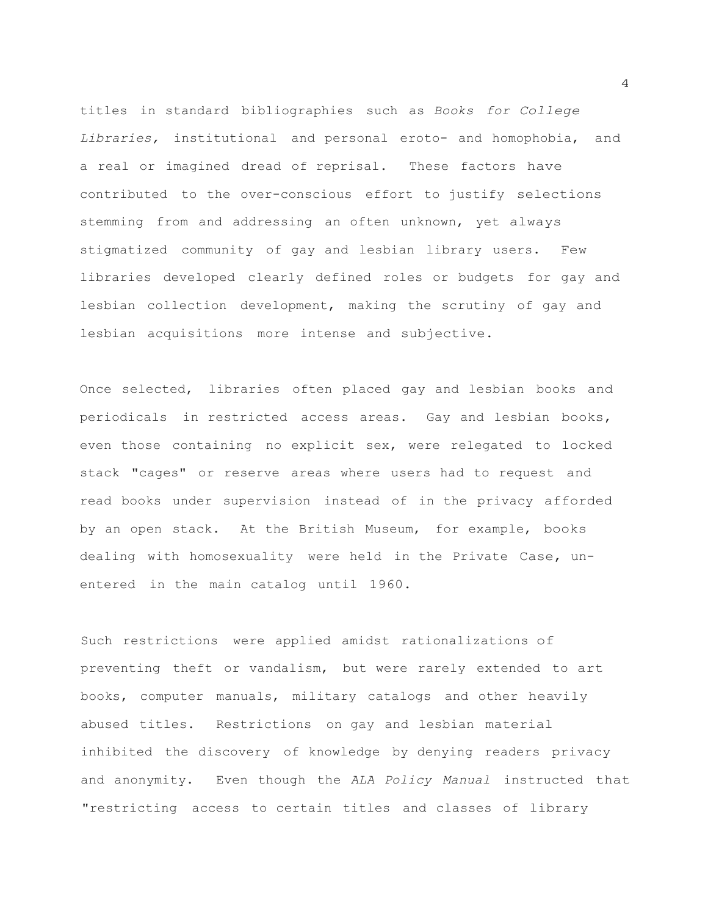titles in standard bibliographies such as *Books for College Libraries,* institutional and personal eroto- and homophobia, and a real or imagined dread of reprisal. These factors have contributed to the over-conscious effort to justify selections stemming from and addressing an often unknown, yet always stigmatized community of gay and lesbian library users. Few libraries developed clearly defined roles or budgets for gay and lesbian collection development, making the scrutiny of gay and lesbian acquisitions more intense and subjective.

Once selected, libraries often placed gay and lesbian books and periodicals in restricted access areas. Gay and lesbian books, even those containing no explicit sex, were relegated to locked stack "cages" or reserve areas where users had to request and read books under supervision instead of in the privacy afforded by an open stack. At the British Museum, for example, books dealing with homosexuality were held in the Private Case, unentered in the main catalog until 1960.

Such restrictions were applied amidst rationalizations of preventing theft or vandalism, but were rarely extended to art books, computer manuals, military catalogs and other heavily abused titles. Restrictions on gay and lesbian material inhibited the discovery of knowledge by denying readers privacy and anonymity. Even though the *ALA Policy Manual* instructed that "restricting access to certain titles and classes of library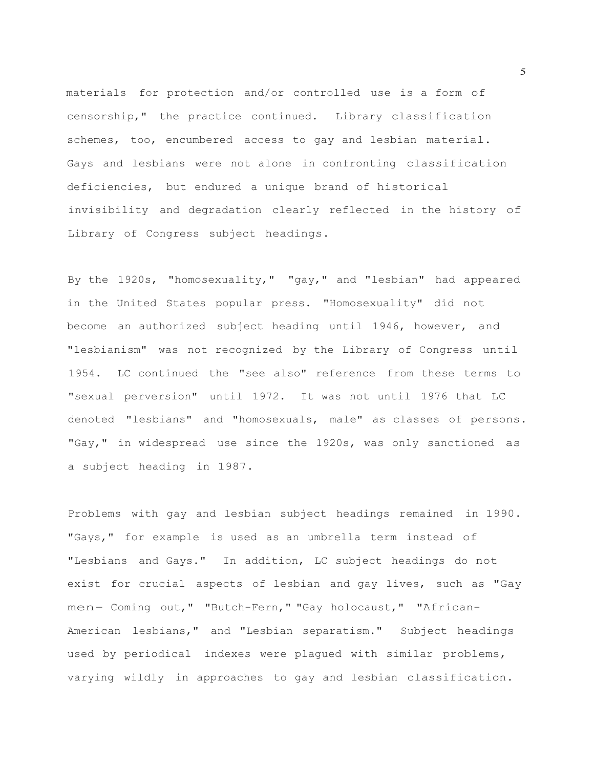materials for protection and/or controlled use is a form of censorship," the practice continued. Library classification schemes, too, encumbered access to gay and lesbian material. Gays and lesbians were not alone in confronting classification deficiencies, but endured a unique brand of historical invisibility and degradation clearly reflected in the history of Library of Congress subject headings.

By the 1920s, "homosexuality," "gay," and "lesbian" had appeared in the United States popular press. "Homosexuality" did not become an authorized subject heading until 1946, however, and "lesbianism" was not recognized by the Library of Congress until 1954. LC continued the "see also" reference from these terms to "sexual perversion" until 1972. It was not until 1976 that LC denoted "lesbians" and "homosexuals, male" as classes of persons. "Gay," in widespread use since the 1920s, was only sanctioned as a subject heading in 1987.

Problems with gay and lesbian subject headings remained in 1990. "Gays," for example is used as an umbrella term instead of "Lesbians and Gays." In addition, LC subject headings do not exist for crucial aspects of lesbian and gay lives, such as "Gay men— Coming out," "Butch-Fern," "Gay holocaust," "African-American lesbians," and "Lesbian separatism." Subject headings used by periodical indexes were plagued with similar problems, varying wildly in approaches to gay and lesbian classification.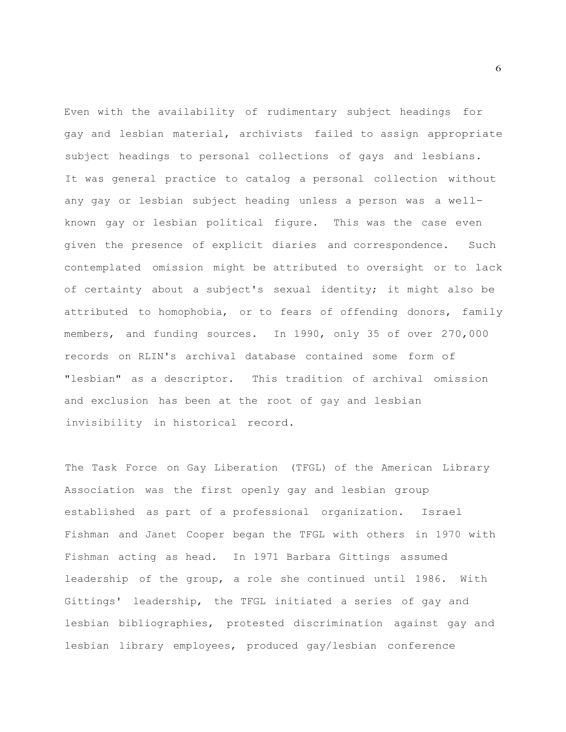Even with the availability of rudimentary subject headings for gay and lesbian material, archivists failed to assign appropriate subject headings to personal collections of gays and lesbians. It was general practice to catalog a personal collection without any gay or lesbian subject heading unless a person was a well-known gay or lesbian political figure. This was the case even given the presence of explicit diaries and correspondence. Such contemplated omission might be attributed to oversight or to lack of certainty about a subject's sexual identity; it might also be attributed to homophobia, or to fears of offending donors, family members, and funding sources. In 1990, only 35 of over 270,000 records on RLIN's archival database contained some form of "lesbian" as a descriptor. This tradition of archival omission and exclusion has been at the root of gay and lesbian invisibility in historical record.

The Task Force on Gay Liberation (TFGL) of the American Library Association was the first openly gay and lesbian group established as part of a professional organization. Israel Fishman and Janet Cooper began the TFGL with others in 1970 with Fishman acting as head. In 1971 Barbara Gittings assumed leadership of the group, a role she continued until 1986. With Gittings' leadership, the TFGL initiated a series of gay and lesbian bibliographies, protested discrimination against gay and lesbian library employees, produced gay/lesbian conference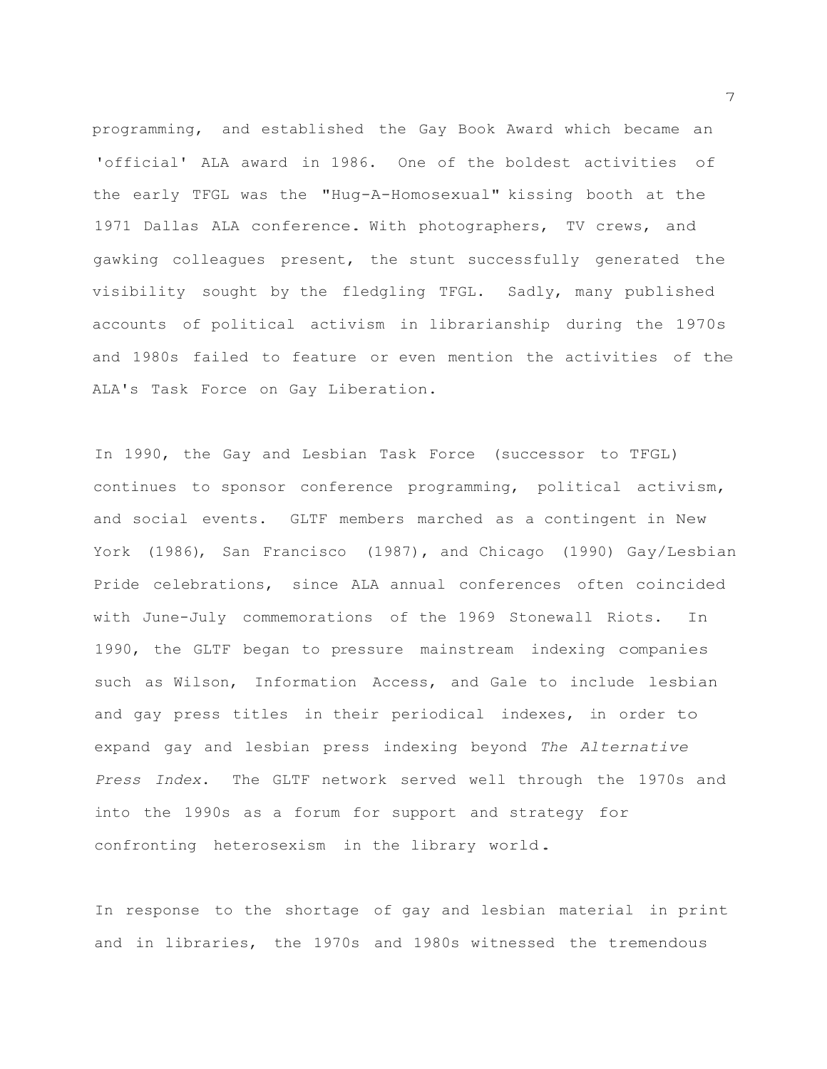programming, and established the Gay Book Award which became an 'official' ALA award in 1986. One of the boldest activities of the early TFGL was the "Hug-A-Homosexual" kissing booth at the 1971 Dallas ALA conference. With photographers, TV crews, and gawking colleagues present, the stunt successfully generated the visibility sought by the fledgling TFGL. Sadly, many published accounts of political activism in librarianship during the 1970s and 1980s failed to feature or even mention the activities of the ALA's Task Force on Gay Liberation.

In 1990, the Gay and Lesbian Task Force (successor to TFGL) continues to sponsor conference programming, political activism, and social events. GLTF members marched as a contingent in New York (1986), San Francisco (1987), and Chicago (1990) Gay/Lesbian Pride celebrations, since ALA annual conferences often coincided with June-July commemorations of the 1969 Stonewall Riots. In 1990, the GLTF began to pressure mainstream indexing companies such as Wilson, Information Access, and Gale to include lesbian and gay press titles in their periodical indexes, in order to expand gay and lesbian press indexing beyond *The Alternative Press Index*. The GLTF network served well through the 1970s and into the 1990s as a forum for support and strategy for confronting heterosexism in the library world.

In response to the shortage of gay and lesbian material in print and in libraries, the 1970s and 1980s witnessed the tremendous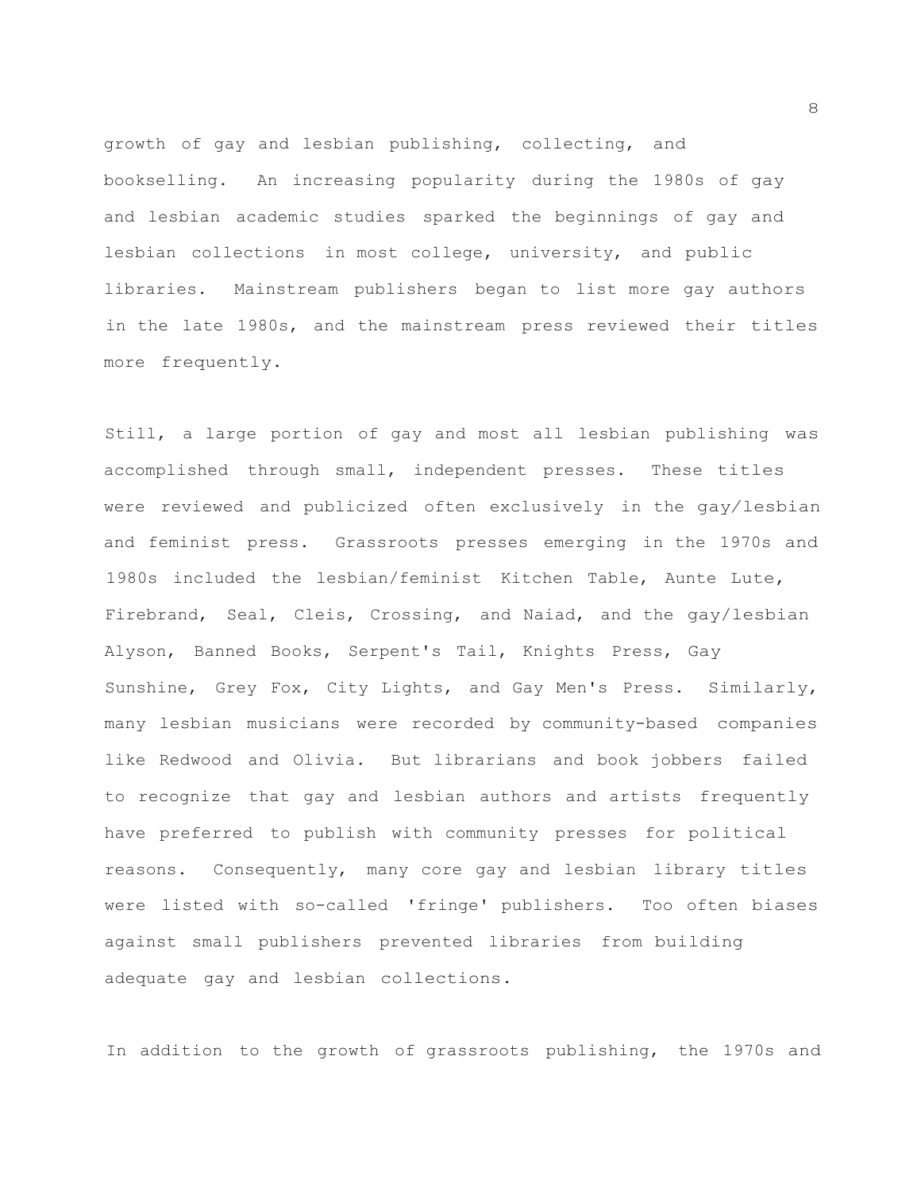growth of gay and lesbian publishing, collecting, and bookselling. An increasing popularity during the 1980s of gay and lesbian academic studies sparked the beginnings of gay and lesbian collections in most college, university, and public libraries. Mainstream publishers began to list more gay authors in the late 1980s, and the mainstream press reviewed their titles more frequently.

Still, a large portion of gay and most all lesbian publishing was accomplished through small, independent presses. These titles were reviewed and publicized often exclusively in the gay/lesbian and feminist press. Grassroots presses emerging in the 1970s and 1980s included the lesbian/feminist Kitchen Table, Aunte Lute, Firebrand, Seal, Cleis, Crossing, and Naiad, and the gay/lesbian Alyson, Banned Books, Serpent's Tail, Knights Press, Gay Sunshine, Grey Fox, City Lights, and Gay Men's Press. Similarly, many lesbian musicians were recorded by community-based companies like Redwood and Olivia. But librarians and book jobbers failed to recognize that gay and lesbian authors and artists frequently have preferred to publish with community presses for political reasons. Consequently, many core gay and lesbian library titles were listed with so-called 'fringe' publishers. Too often biases against small publishers prevented libraries from building adequate gay and lesbian collections.

In addition to the growth of grassroots publishing, the 1970s and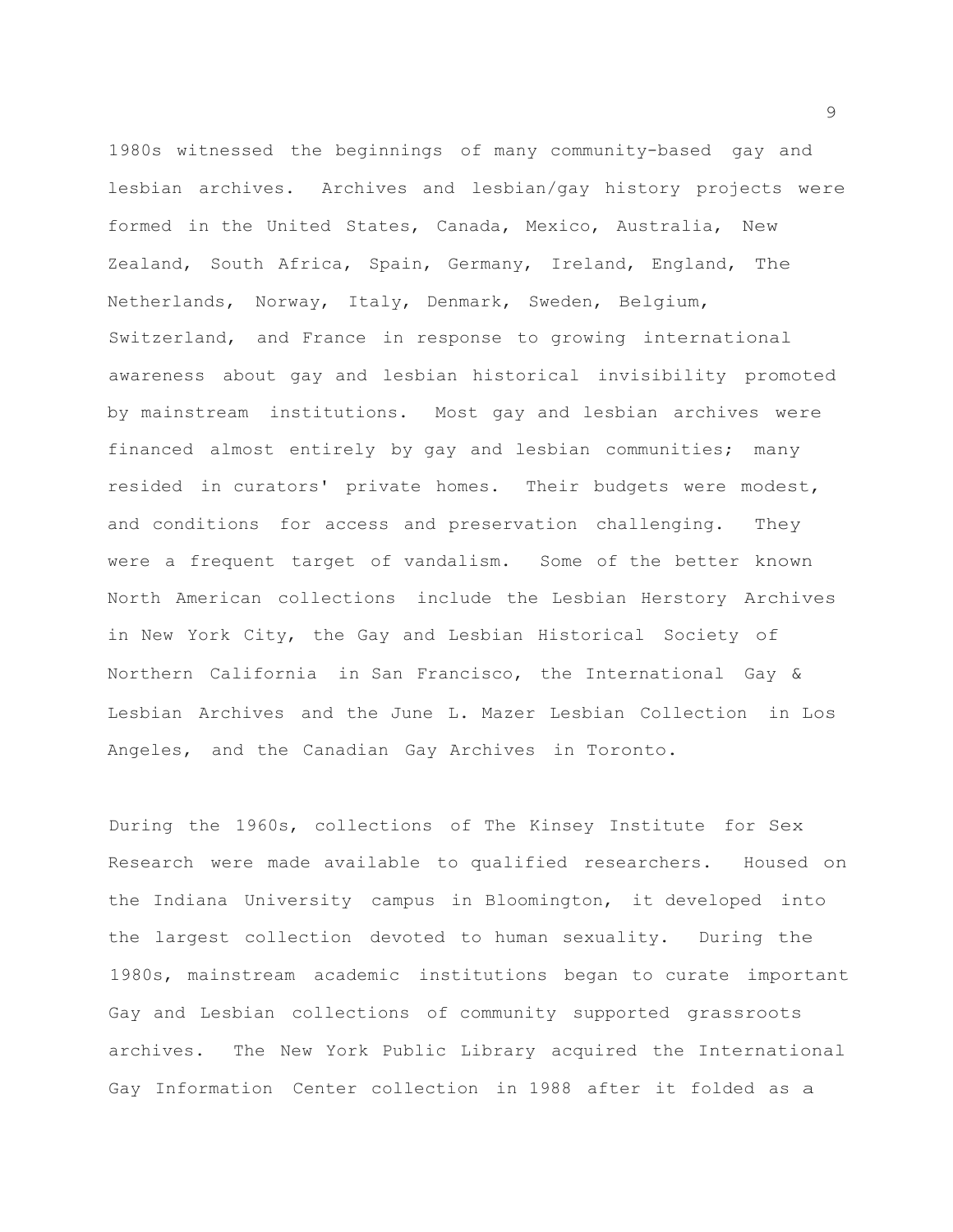1980s witnessed the beginnings of many community-based gay and lesbian archives. Archives and lesbian/gay history projects were formed in the United States, Canada, Mexico, Australia, New Zealand, South Africa, Spain, Germany, Ireland, England, The Netherlands, Norway, Italy, Denmark, Sweden, Belgium, Switzerland, and France in response to growing international awareness about gay and lesbian historical invisibility promoted by mainstream institutions. Most gay and lesbian archives were financed almost entirely by gay and lesbian communities; many resided in curators' private homes. Their budgets were modest, and conditions for access and preservation challenging. They were a frequent target of vandalism. Some of the better known North American collections include the Lesbian Herstory Archives in New York City, the Gay and Lesbian Historical Society of Northern California in San Francisco, the International Gay & Lesbian Archives and the June L. Mazer Lesbian Collection in Los Angeles, and the Canadian Gay Archives in Toronto.

During the 1960s, collections of The Kinsey Institute for Sex Research were made available to qualified researchers. Housed on the Indiana University campus in Bloomington, it developed into the largest collection devoted to human sexuality. During the 1980s, mainstream academic institutions began to curate important Gay and Lesbian collections of community supported grassroots archives. The New York Public Library acquired the International Gay Information Center collection in 1988 after it folded as a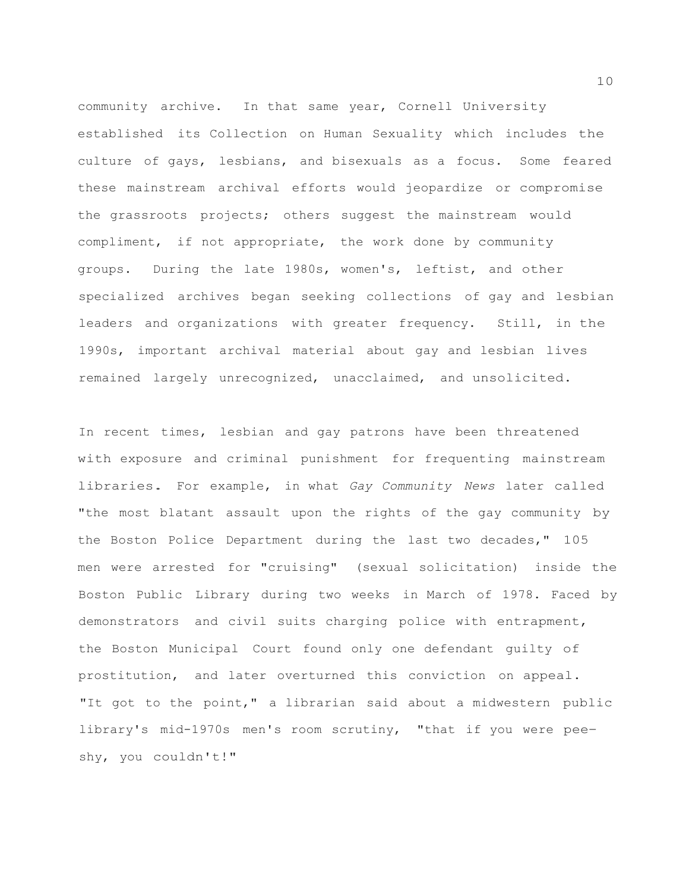community archive. In that same year, Cornell University established its Collection on Human Sexuality which includes the culture of gays, lesbians, and bisexuals as a focus. Some feared these mainstream archival efforts would jeopardize or compromise the grassroots projects; others suggest the mainstream would compliment, if not appropriate, the work done by community groups. During the late 1980s, women's, leftist, and other specialized archives began seeking collections of gay and lesbian leaders and organizations with greater frequency. Still, in the 1990s, important archival material about gay and lesbian lives remained largely unrecognized, unacclaimed, and unsolicited.

In recent times, lesbian and gay patrons have been threatened with exposure and criminal punishment for frequenting mainstream libraries. For example, in what *Gay Community News* later called "the most blatant assault upon the rights of the gay community by the Boston Police Department during the last two decades," 105 men were arrested for "cruising" (sexual solicitation) inside the Boston Public Library during two weeks in March of 1978. Faced by demonstrators and civil suits charging police with entrapment, the Boston Municipal Court found only one defendant guilty of prostitution, and later overturned this conviction on appeal. "It got to the point," a librarian said about a midwestern public library's mid-1970s men's room scrutiny, "that if you were pee-shy, you couldn't!"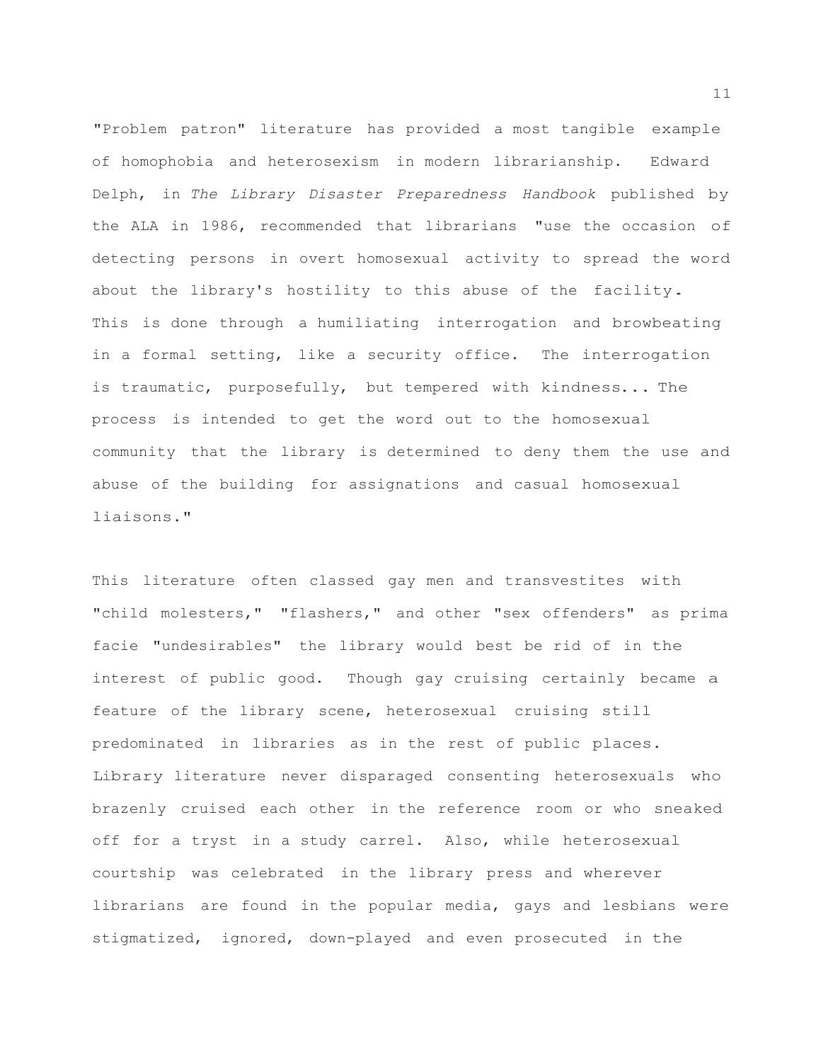"Problem patron" literature has provided a most tangible example of homophobia and heterosexism in modern librarianship. Edward Delph, in *The Library Disaster Preparedness Handbook* published by the ALA in 1986, recommended that librarians "use the occasion of detecting persons in overt homosexual activity to spread the word about the library's hostility to this abuse of the facility. This is done through a humiliating interrogation and browbeating in a formal setting, like a security office. The interrogation is traumatic, purposefully, but tempered with kindness... The process is intended to get the word out to the homosexual community that the library is determined to deny them the use and abuse of the building for assignations and casual homosexual liaisons."

This literature often classed gay men and transvestites with "child molesters," "flashers," and other "sex offenders" as prima facie "undesirables" the library would best be rid of in the interest of public good. Though gay cruising certainly became a feature of the library scene, heterosexual cruising still predominated in libraries as in the rest of public places. Library literature never disparaged consenting heterosexuals who brazenly cruised each other in the reference room or who sneaked off for a tryst in a study carrel. Also, while heterosexual courtship was celebrated in the library press and wherever librarians are found in the popular media, gays and lesbians were stigmatized, ignored, down-played and even prosecuted in the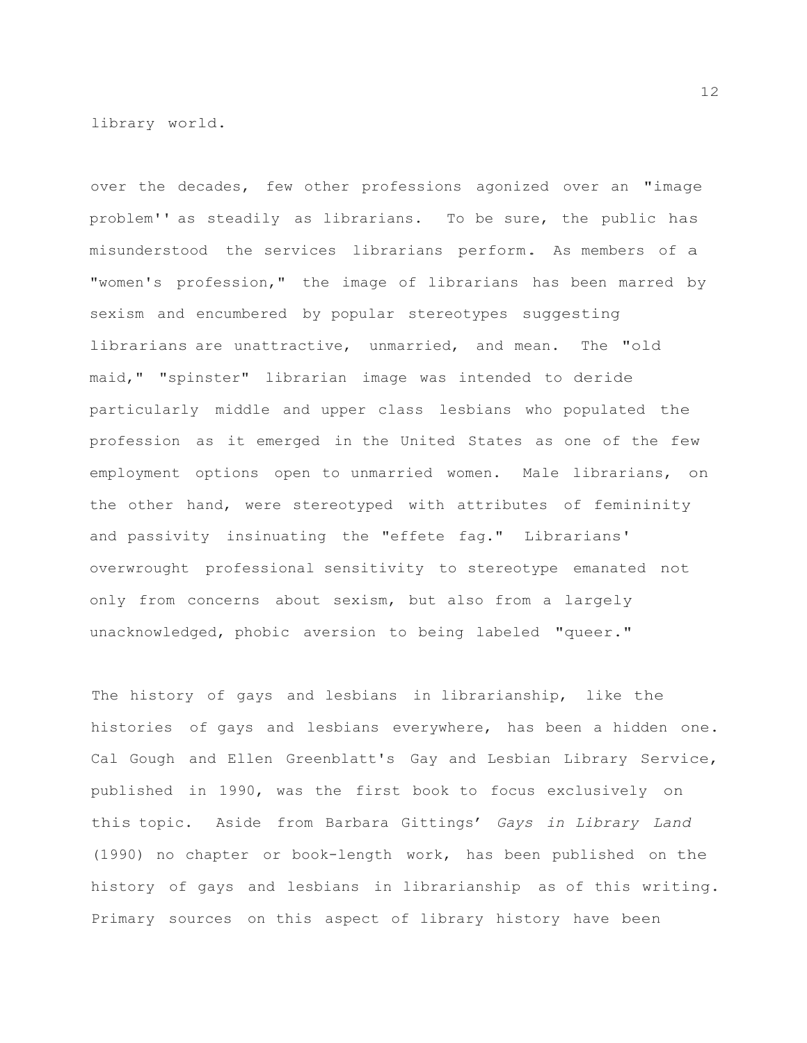library world.

over the decades, few other professions agonized over an "image problem'' as steadily as librarians. To be sure, the public has misunderstood the services librarians perform. As members of a "women's profession," the image of librarians has been marred by sexism and encumbered by popular stereotypes suggesting librarians are unattractive, unmarried, and mean. The "old maid," "spinster" librarian image was intended to deride particularly middle and upper class lesbians who populated the profession as it emerged in the United States as one of the few employment options open to unmarried women. Male librarians, on the other hand, were stereotyped with attributes of femininity and passivity insinuating the "effete fag." Librarians' overwrought professional sensitivity to stereotype emanated not only from concerns about sexism, but also from a largely unacknowledged, phobic aversion to being labeled "queer."

The history of gays and lesbians in librarianship, like the histories of gays and lesbians everywhere, has been a hidden one. Cal Gough and Ellen Greenblatt's Gay and Lesbian Library Service, published in 1990, was the first book to focus exclusively on this topic. Aside from Barbara Gittings' *Gays in Library Land* (1990) no chapter or book-length work, has been published on the history of gays and lesbians in librarianship as of this writing. Primary sources on this aspect of library history have been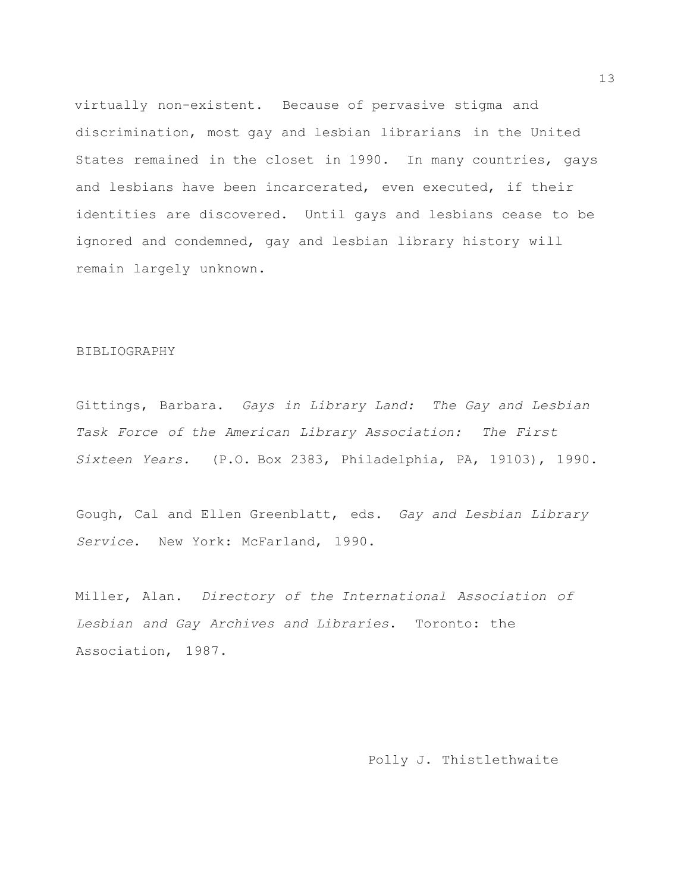virtually non-existent. Because of pervasive stigma and discrimination, most gay and lesbian librarians in the United States remained in the closet in 1990. In many countries, gays and lesbians have been incarcerated, even executed, if their identities are discovered. Until gays and lesbians cease to be ignored and condemned, gay and lesbian library history will remain largely unknown.

## BIBLIOGRAPHY

Gittings, Barbara. *Gays in Library Land: The Gay and Lesbian Task Force of the American Library Association: The First Sixteen Years.* (P.O. Box 2383, Philadelphia, PA, 19103), 1990.

Gough, Cal and Ellen Greenblatt, eds. *Gay and Lesbian Library Service*. New York: McFarland, 1990.

Miller, Alan. *Directory of the International Association of Lesbian and Gay Archives and Libraries*. Toronto: the Association, 1987.

Polly J. Thistlethwaite